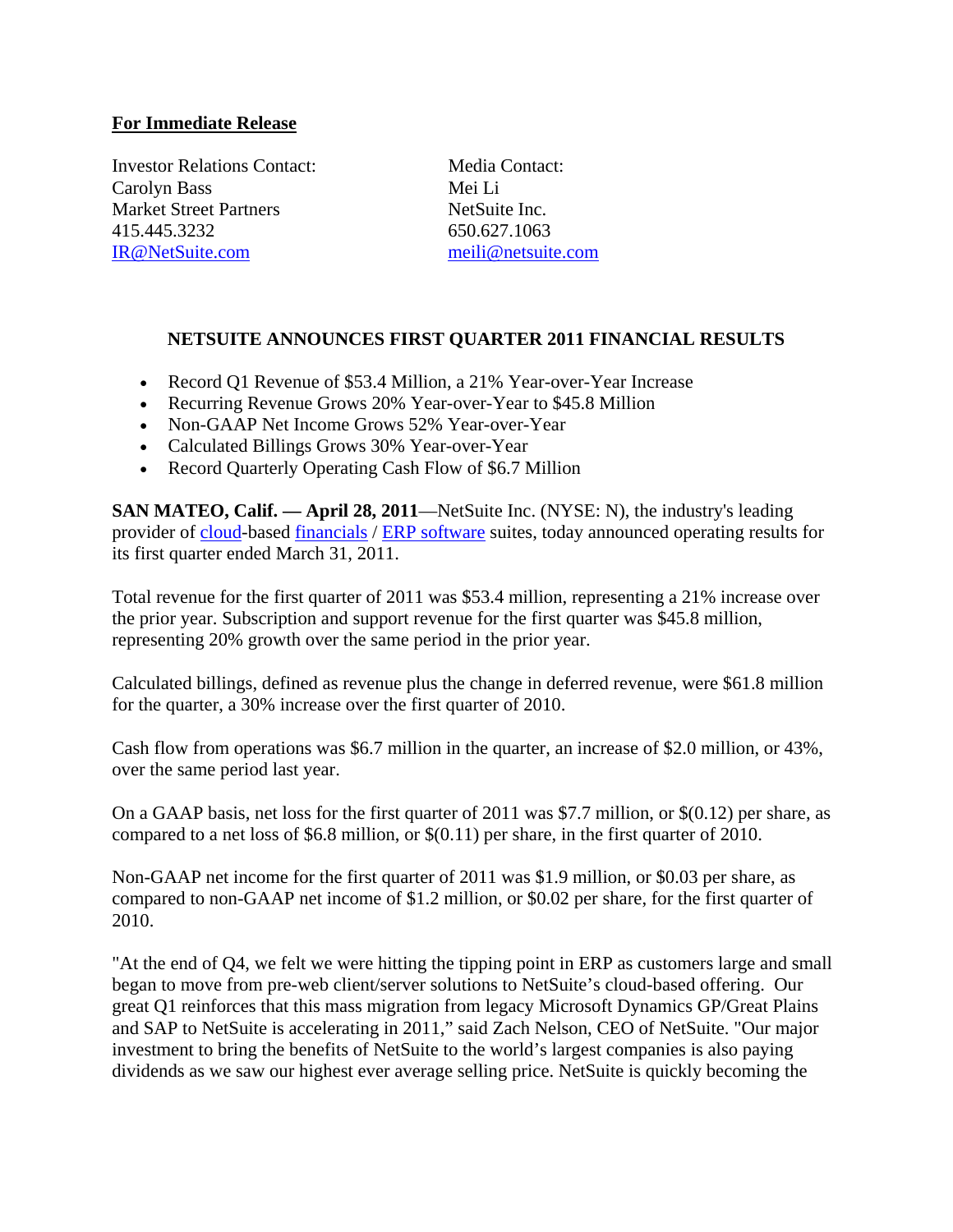**For Immediate Release**

Investor Relations Contact:
Carolyn Bass
Market Street Partners
415.445.3232
IR@NetSuite.com

Media Contact:
Mei Li
NetSuite Inc.
650.627.1063
meili@netsuite.com

## NETSUITE ANNOUNCES FIRST QUARTER 2011 FINANCIAL RESULTS

- Record Q1 Revenue of $53.4 Million, a 21% Year-over-Year Increase
- Recurring Revenue Grows 20% Year-over-Year to $45.8 Million
- Non-GAAP Net Income Grows 52% Year-over-Year
- Calculated Billings Grows 30% Year-over-Year
- Record Quarterly Operating Cash Flow of $6.7 Million

**SAN MATEO, Calif. — April 28, 2011**—NetSuite Inc. (NYSE: N), the industry's leading provider of cloud-based financials / ERP software suites, today announced operating results for its first quarter ended March 31, 2011.

Total revenue for the first quarter of 2011 was $53.4 million, representing a 21% increase over the prior year. Subscription and support revenue for the first quarter was $45.8 million, representing 20% growth over the same period in the prior year.

Calculated billings, defined as revenue plus the change in deferred revenue, were $61.8 million for the quarter, a 30% increase over the first quarter of 2010.

Cash flow from operations was $6.7 million in the quarter, an increase of $2.0 million, or 43%, over the same period last year.

On a GAAP basis, net loss for the first quarter of 2011 was $7.7 million, or $(0.12) per share, as compared to a net loss of $6.8 million, or $(0.11) per share, in the first quarter of 2010.

Non-GAAP net income for the first quarter of 2011 was $1.9 million, or $0.03 per share, as compared to non-GAAP net income of $1.2 million, or $0.02 per share, for the first quarter of 2010.

"At the end of Q4, we felt we were hitting the tipping point in ERP as customers large and small began to move from pre-web client/server solutions to NetSuite's cloud-based offering. Our great Q1 reinforces that this mass migration from legacy Microsoft Dynamics GP/Great Plains and SAP to NetSuite is accelerating in 2011," said Zach Nelson, CEO of NetSuite. "Our major investment to bring the benefits of NetSuite to the world's largest companies is also paying dividends as we saw our highest ever average selling price. NetSuite is quickly becoming the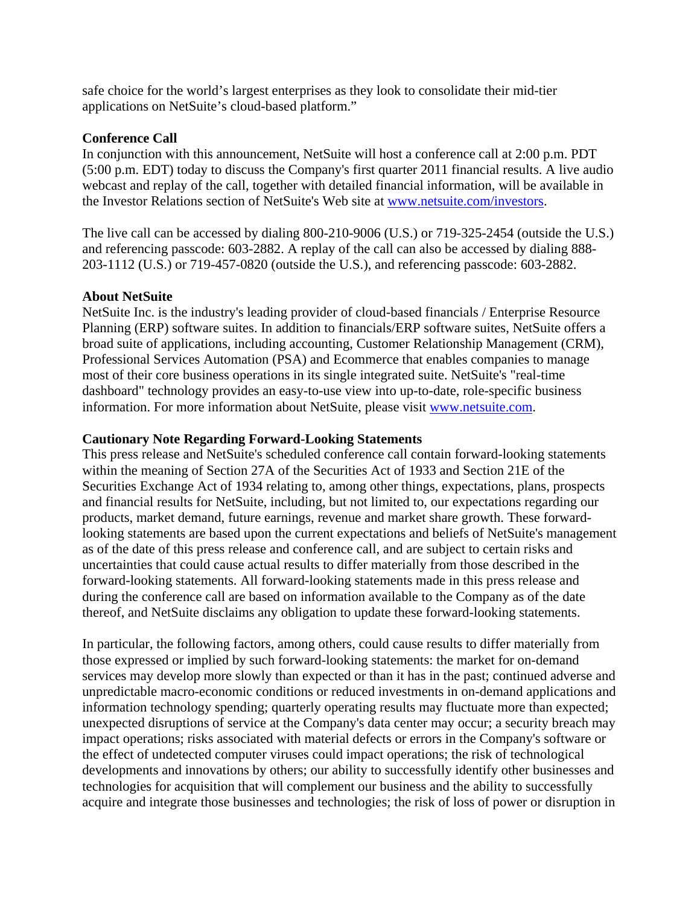safe choice for the world's largest enterprises as they look to consolidate their mid-tier applications on NetSuite's cloud-based platform."

**Conference Call**

In conjunction with this announcement, NetSuite will host a conference call at 2:00 p.m. PDT (5:00 p.m. EDT) today to discuss the Company's first quarter 2011 financial results. A live audio webcast and replay of the call, together with detailed financial information, will be available in the Investor Relations section of NetSuite's Web site at [www.netsuite.com/investors](www.netsuite.com/investors).

The live call can be accessed by dialing 800-210-9006 (U.S.) or 719-325-2454 (outside the U.S.) and referencing passcode: 603-2882. A replay of the call can also be accessed by dialing 888-203-1112 (U.S.) or 719-457-0820 (outside the U.S.), and referencing passcode: 603-2882.

**About NetSuite**

NetSuite Inc. is the industry's leading provider of cloud-based financials / Enterprise Resource Planning (ERP) software suites. In addition to financials/ERP software suites, NetSuite offers a broad suite of applications, including accounting, Customer Relationship Management (CRM), Professional Services Automation (PSA) and Ecommerce that enables companies to manage most of their core business operations in its single integrated suite. NetSuite's "real-time dashboard" technology provides an easy-to-use view into up-to-date, role-specific business information. For more information about NetSuite, please visit [www.netsuite.com](www.netsuite.com).

**Cautionary Note Regarding Forward-Looking Statements**

This press release and NetSuite's scheduled conference call contain forward-looking statements within the meaning of Section 27A of the Securities Act of 1933 and Section 21E of the Securities Exchange Act of 1934 relating to, among other things, expectations, plans, prospects and financial results for NetSuite, including, but not limited to, our expectations regarding our products, market demand, future earnings, revenue and market share growth. These forward-looking statements are based upon the current expectations and beliefs of NetSuite's management as of the date of this press release and conference call, and are subject to certain risks and uncertainties that could cause actual results to differ materially from those described in the forward-looking statements. All forward-looking statements made in this press release and during the conference call are based on information available to the Company as of the date thereof, and NetSuite disclaims any obligation to update these forward-looking statements.

In particular, the following factors, among others, could cause results to differ materially from those expressed or implied by such forward-looking statements: the market for on-demand services may develop more slowly than expected or than it has in the past; continued adverse and unpredictable macro-economic conditions or reduced investments in on-demand applications and information technology spending; quarterly operating results may fluctuate more than expected; unexpected disruptions of service at the Company's data center may occur; a security breach may impact operations; risks associated with material defects or errors in the Company's software or the effect of undetected computer viruses could impact operations; the risk of technological developments and innovations by others; our ability to successfully identify other businesses and technologies for acquisition that will complement our business and the ability to successfully acquire and integrate those businesses and technologies; the risk of loss of power or disruption in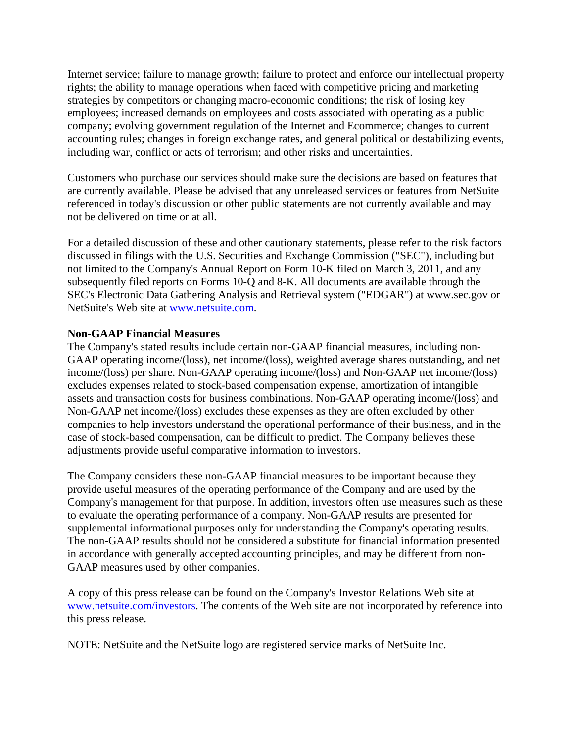Internet service; failure to manage growth; failure to protect and enforce our intellectual property rights; the ability to manage operations when faced with competitive pricing and marketing strategies by competitors or changing macro-economic conditions; the risk of losing key employees; increased demands on employees and costs associated with operating as a public company; evolving government regulation of the Internet and Ecommerce; changes to current accounting rules; changes in foreign exchange rates, and general political or destabilizing events, including war, conflict or acts of terrorism; and other risks and uncertainties.

Customers who purchase our services should make sure the decisions are based on features that are currently available. Please be advised that any unreleased services or features from NetSuite referenced in today's discussion or other public statements are not currently available and may not be delivered on time or at all.

For a detailed discussion of these and other cautionary statements, please refer to the risk factors discussed in filings with the U.S. Securities and Exchange Commission ("SEC"), including but not limited to the Company's Annual Report on Form 10-K filed on March 3, 2011, and any subsequently filed reports on Forms 10-Q and 8-K. All documents are available through the SEC's Electronic Data Gathering Analysis and Retrieval system ("EDGAR") at www.sec.gov or NetSuite's Web site at www.netsuite.com.

**Non-GAAP Financial Measures**

The Company's stated results include certain non-GAAP financial measures, including non-GAAP operating income/(loss), net income/(loss), weighted average shares outstanding, and net income/(loss) per share. Non-GAAP operating income/(loss) and Non-GAAP net income/(loss) excludes expenses related to stock-based compensation expense, amortization of intangible assets and transaction costs for business combinations. Non-GAAP operating income/(loss) and Non-GAAP net income/(loss) excludes these expenses as they are often excluded by other companies to help investors understand the operational performance of their business, and in the case of stock-based compensation, can be difficult to predict. The Company believes these adjustments provide useful comparative information to investors.

The Company considers these non-GAAP financial measures to be important because they provide useful measures of the operating performance of the Company and are used by the Company's management for that purpose. In addition, investors often use measures such as these to evaluate the operating performance of a company. Non-GAAP results are presented for supplemental informational purposes only for understanding the Company's operating results. The non-GAAP results should not be considered a substitute for financial information presented in accordance with generally accepted accounting principles, and may be different from non-GAAP measures used by other companies.

A copy of this press release can be found on the Company's Investor Relations Web site at www.netsuite.com/investors. The contents of the Web site are not incorporated by reference into this press release.

NOTE: NetSuite and the NetSuite logo are registered service marks of NetSuite Inc.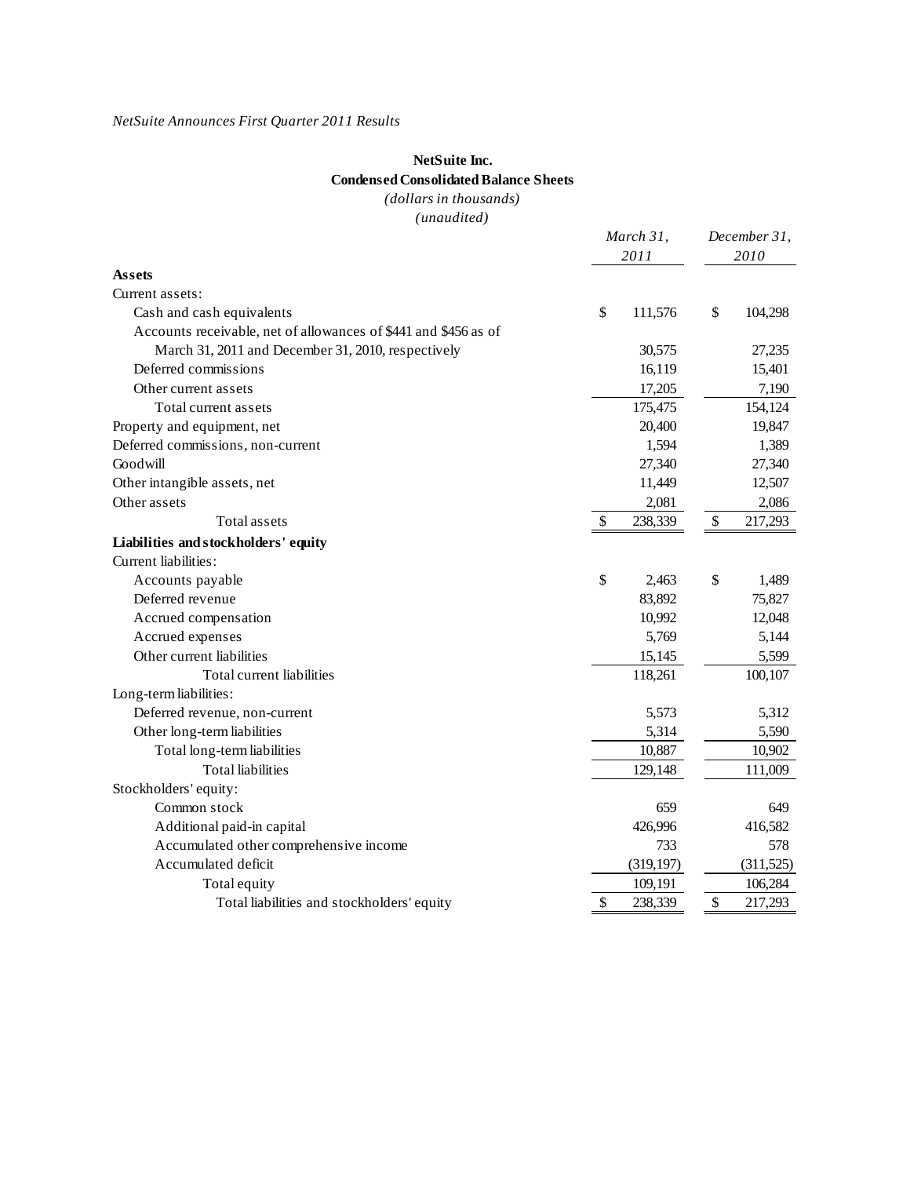*NetSuite Announces First Quarter 2011 Results*

**NetSuite Inc.**
**Condensed Consolidated Balance Sheets**
*(dollars in thousands)*
*(unaudited)*

| | March 31, 2011 | December 31, 2010 |
|---|---|---|
| **Assets** | | |
| Current assets: | | |
| Cash and cash equivalents | $ 111,576 | $ 104,298 |
| Accounts receivable, net of allowances of $441 and $456 as of March 31, 2011 and December 31, 2010, respectively | 30,575 | 27,235 |
| Deferred commissions | 16,119 | 15,401 |
| Other current assets | 17,205 | 7,190 |
| Total current assets | 175,475 | 154,124 |
| Property and equipment, net | 20,400 | 19,847 |
| Deferred commissions, non-current | 1,594 | 1,389 |
| Goodwill | 27,340 | 27,340 |
| Other intangible assets, net | 11,449 | 12,507 |
| Other assets | 2,081 | 2,086 |
| Total assets | $ 238,339 | $ 217,293 |
| **Liabilities and stockholders' equity** | | |
| Current liabilities: | | |
| Accounts payable | $ 2,463 | $ 1,489 |
| Deferred revenue | 83,892 | 75,827 |
| Accrued compensation | 10,992 | 12,048 |
| Accrued expenses | 5,769 | 5,144 |
| Other current liabilities | 15,145 | 5,599 |
| Total current liabilities | 118,261 | 100,107 |
| Long-term liabilities: | | |
| Deferred revenue, non-current | 5,573 | 5,312 |
| Other long-term liabilities | 5,314 | 5,590 |
| Total long-term liabilities | 10,887 | 10,902 |
| Total liabilities | 129,148 | 111,009 |
| Stockholders' equity: | | |
| Common stock | 659 | 649 |
| Additional paid-in capital | 426,996 | 416,582 |
| Accumulated other comprehensive income | 733 | 578 |
| Accumulated deficit | (319,197) | (311,525) |
| Total equity | 109,191 | 106,284 |
| Total liabilities and stockholders' equity | $ 238,339 | $ 217,293 |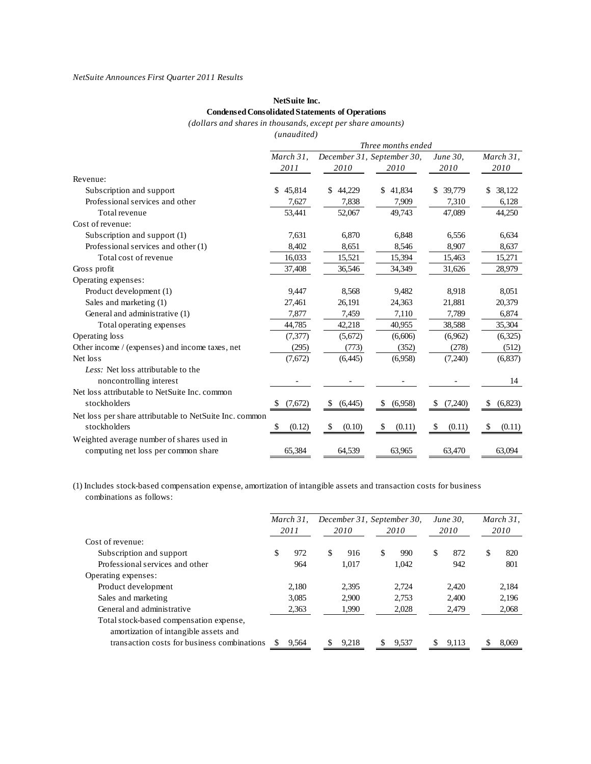*NetSuite Announces First Quarter 2011 Results*

**NetSuite Inc.**
**Condensed Consolidated Statements of Operations**
*(dollars and shares in thousands, except per share amounts)*
*(unaudited)*

| | *Three months ended* | | | | |
|---|---|---|---|---|---|
| | *March 31, 2011* | *December 31, 2010* | *September 30, 2010* | *June 30, 2010* | *March 31, 2010* |
| Revenue: | | | | | |
| Subscription and support | $ 45,814 | $ 44,229 | $ 41,834 | $ 39,779 | $ 38,122 |
| Professional services and other | 7,627 | 7,838 | 7,909 | 7,310 | 6,128 |
| Total revenue | 53,441 | 52,067 | 49,743 | 47,089 | 44,250 |
| Cost of revenue: | | | | | |
| Subscription and support (1) | 7,631 | 6,870 | 6,848 | 6,556 | 6,634 |
| Professional services and other (1) | 8,402 | 8,651 | 8,546 | 8,907 | 8,637 |
| Total cost of revenue | 16,033 | 15,521 | 15,394 | 15,463 | 15,271 |
| Gross profit | 37,408 | 36,546 | 34,349 | 31,626 | 28,979 |
| Operating expenses: | | | | | |
| Product development (1) | 9,447 | 8,568 | 9,482 | 8,918 | 8,051 |
| Sales and marketing (1) | 27,461 | 26,191 | 24,363 | 21,881 | 20,379 |
| General and administrative (1) | 7,877 | 7,459 | 7,110 | 7,789 | 6,874 |
| Total operating expenses | 44,785 | 42,218 | 40,955 | 38,588 | 35,304 |
| Operating loss | (7,377) | (5,672) | (6,606) | (6,962) | (6,325) |
| Other income / (expenses) and income taxes, net | (295) | (773) | (352) | (278) | (512) |
| Net loss | (7,672) | (6,445) | (6,958) | (7,240) | (6,837) |
| *Less:* Net loss attributable to the noncontrolling interest | - | - | - | - | 14 |
| Net loss attributable to NetSuite Inc. common stockholders | $ (7,672) | $ (6,445) | $ (6,958) | $ (7,240) | $ (6,823) |
| Net loss per share attributable to NetSuite Inc. common stockholders | $ (0.12) | $ (0.10) | $ (0.11) | $ (0.11) | $ (0.11) |
| Weighted average number of shares used in computing net loss per common share | 65,384 | 64,539 | 63,965 | 63,470 | 63,094 |

(1) Includes stock-based compensation expense, amortization of intangible assets and transaction costs for business combinations as follows:

| | *March 31, 2011* | *December 31, 2010* | *September 30, 2010* | *June 30, 2010* | *March 31, 2010* |
|---|---|---|---|---|---|
| Cost of revenue: | | | | | |
| Subscription and support | $ 972 | $ 916 | $ 990 | $ 872 | $ 820 |
| Professional services and other | 964 | 1,017 | 1,042 | 942 | 801 |
| Operating expenses: | | | | | |
| Product development | 2,180 | 2,395 | 2,724 | 2,420 | 2,184 |
| Sales and marketing | 3,085 | 2,900 | 2,753 | 2,400 | 2,196 |
| General and administrative | 2,363 | 1,990 | 2,028 | 2,479 | 2,068 |
| Total stock-based compensation expense, amortization of intangible assets and transaction costs for business combinations | $ 9,564 | $ 9,218 | $ 9,537 | $ 9,113 | $ 8,069 |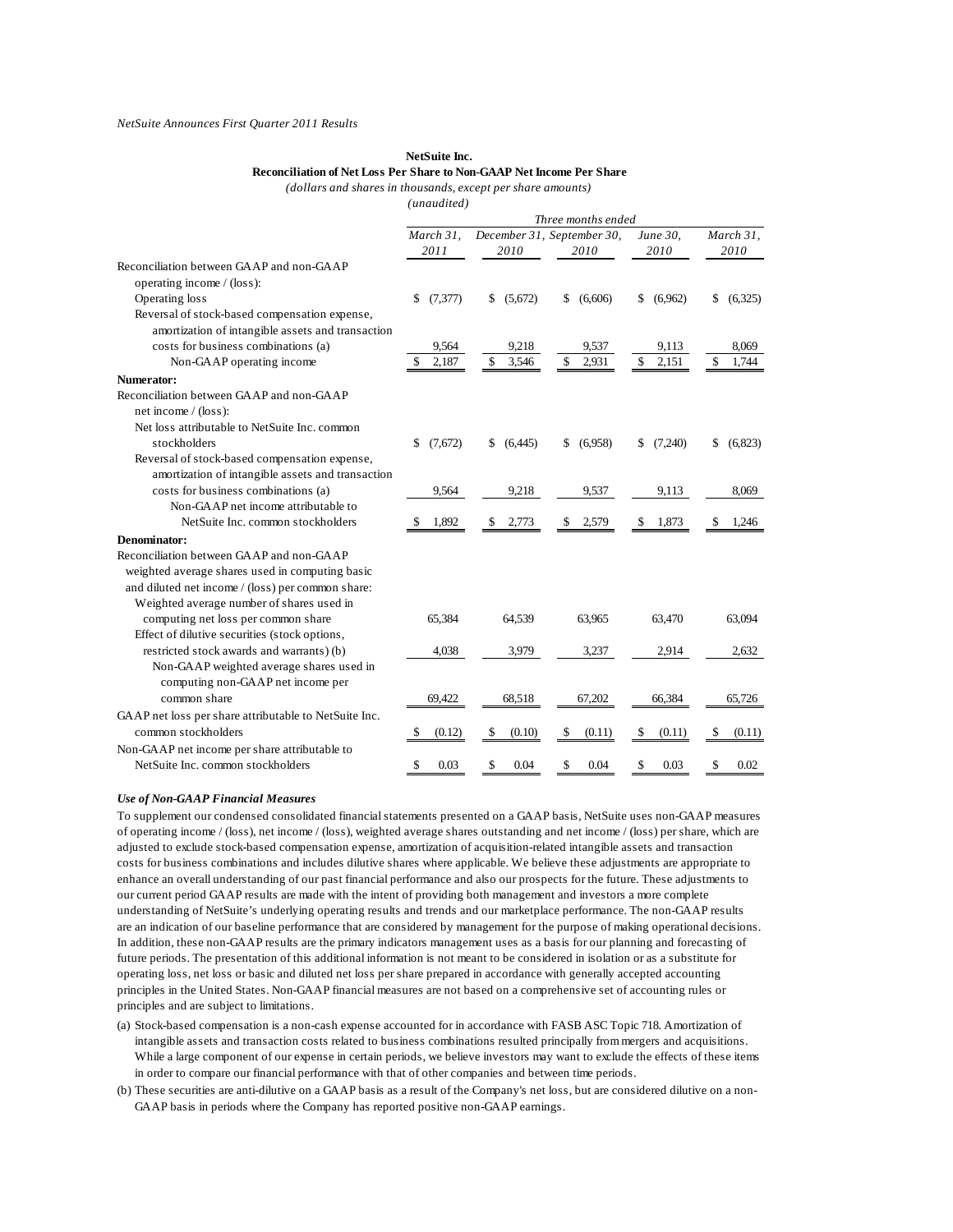*NetSuite Announces First Quarter 2011 Results*

**NetSuite Inc.**
**Reconciliation of Net Loss Per Share to Non-GAAP Net Income Per Share**
*(dollars and shares in thousands, except per share amounts)*
*(unaudited)*

| | Three months ended | | | | |
|---|---|---|---|---|---|
| | March 31, 2011 | December 31, 2010 | September 30, 2010 | June 30, 2010 | March 31, 2010 |
| Reconciliation between GAAP and non-GAAP operating income / (loss): | | | | | |
| Operating loss | $ (7,377) | $ (5,672) | $ (6,606) | $ (6,962) | $ (6,325) |
| Reversal of stock-based compensation expense, amortization of intangible assets and transaction costs for business combinations (a) | 9,564 | 9,218 | 9,537 | 9,113 | 8,069 |
| Non-GAAP operating income | $ 2,187 | $ 3,546 | $ 2,931 | $ 2,151 | $ 1,744 |
| **Numerator:** | | | | | |
| Reconciliation between GAAP and non-GAAP net income / (loss): | | | | | |
| Net loss attributable to NetSuite Inc. common stockholders | $ (7,672) | $ (6,445) | $ (6,958) | $ (7,240) | $ (6,823) |
| Reversal of stock-based compensation expense, amortization of intangible assets and transaction costs for business combinations (a) | 9,564 | 9,218 | 9,537 | 9,113 | 8,069 |
| Non-GAAP net income attributable to NetSuite Inc. common stockholders | $ 1,892 | $ 2,773 | $ 2,579 | $ 1,873 | $ 1,246 |
| **Denominator:** | | | | | |
| Reconciliation between GAAP and non-GAAP weighted average shares used in computing basic and diluted net income / (loss) per common share: | | | | | |
| Weighted average number of shares used in computing net loss per common share | 65,384 | 64,539 | 63,965 | 63,470 | 63,094 |
| Effect of dilutive securities (stock options, restricted stock awards and warrants) (b) | 4,038 | 3,979 | 3,237 | 2,914 | 2,632 |
| Non-GAAP weighted average shares used in computing non-GAAP net income per common share | 69,422 | 68,518 | 67,202 | 66,384 | 65,726 |
| GAAP net loss per share attributable to NetSuite Inc. common stockholders | $ (0.12) | $ (0.10) | $ (0.11) | $ (0.11) | $ (0.11) |
| Non-GAAP net income per share attributable to NetSuite Inc. common stockholders | $ 0.03 | $ 0.04 | $ 0.04 | $ 0.03 | $ 0.02 |

***Use of Non-GAAP Financial Measures***

To supplement our condensed consolidated financial statements presented on a GAAP basis, NetSuite uses non-GAAP measures of operating income / (loss), net income / (loss), weighted average shares outstanding and net income / (loss) per share, which are adjusted to exclude stock-based compensation expense, amortization of acquisition-related intangible assets and transaction costs for business combinations and includes dilutive shares where applicable. We believe these adjustments are appropriate to enhance an overall understanding of our past financial performance and also our prospects for the future. These adjustments to our current period GAAP results are made with the intent of providing both management and investors a more complete understanding of NetSuite's underlying operating results and trends and our marketplace performance. The non-GAAP results are an indication of our baseline performance that are considered by management for the purpose of making operational decisions. In addition, these non-GAAP results are the primary indicators management uses as a basis for our planning and forecasting of future periods. The presentation of this additional information is not meant to be considered in isolation or as a substitute for operating loss, net loss or basic and diluted net loss per share prepared in accordance with generally accepted accounting principles in the United States. Non-GAAP financial measures are not based on a comprehensive set of accounting rules or principles and are subject to limitations.

(a) Stock-based compensation is a non-cash expense accounted for in accordance with FASB ASC Topic 718. Amortization of intangible assets and transaction costs related to business combinations resulted principally from mergers and acquisitions. While a large component of our expense in certain periods, we believe investors may want to exclude the effects of these items in order to compare our financial performance with that of other companies and between time periods.

(b) These securities are anti-dilutive on a GAAP basis as a result of the Company's net loss, but are considered dilutive on a non-GAAP basis in periods where the Company has reported positive non-GAAP earnings.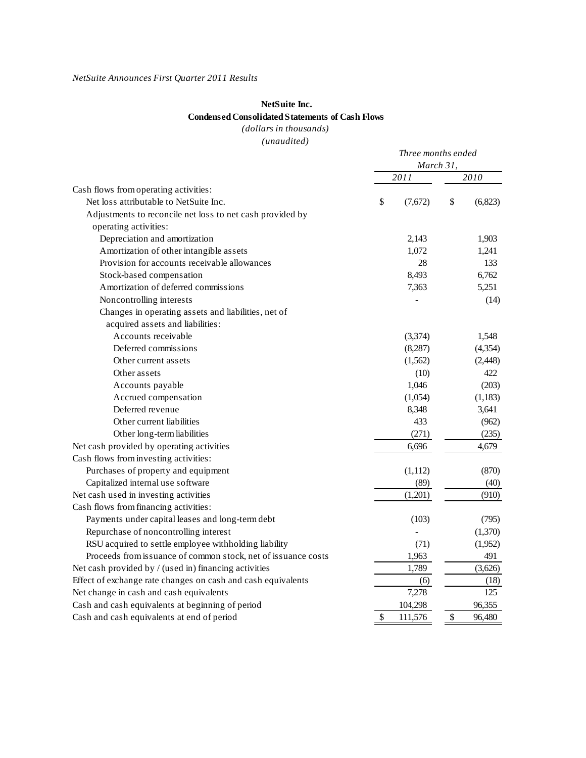*NetSuite Announces First Quarter 2011 Results*

**NetSuite Inc.**
**Condensed Consolidated Statements of Cash Flows**
*(dollars in thousands)*
*(unaudited)*

| | Three months ended March 31, 2011 | Three months ended March 31, 2010 |
|---|---|---|
| Cash flows from operating activities: | | |
| Net loss attributable to NetSuite Inc. | $ (7,672) | $ (6,823) |
| Adjustments to reconcile net loss to net cash provided by operating activities: | | |
| Depreciation and amortization | 2,143 | 1,903 |
| Amortization of other intangible assets | 1,072 | 1,241 |
| Provision for accounts receivable allowances | 28 | 133 |
| Stock-based compensation | 8,493 | 6,762 |
| Amortization of deferred commissions | 7,363 | 5,251 |
| Noncontrolling interests | - | (14) |
| Changes in operating assets and liabilities, net of acquired assets and liabilities: | | |
| Accounts receivable | (3,374) | 1,548 |
| Deferred commissions | (8,287) | (4,354) |
| Other current assets | (1,562) | (2,448) |
| Other assets | (10) | 422 |
| Accounts payable | 1,046 | (203) |
| Accrued compensation | (1,054) | (1,183) |
| Deferred revenue | 8,348 | 3,641 |
| Other current liabilities | 433 | (962) |
| Other long-term liabilities | (271) | (235) |
| Net cash provided by operating activities | 6,696 | 4,679 |
| Cash flows from investing activities: | | |
| Purchases of property and equipment | (1,112) | (870) |
| Capitalized internal use software | (89) | (40) |
| Net cash used in investing activities | (1,201) | (910) |
| Cash flows from financing activities: | | |
| Payments under capital leases and long-term debt | (103) | (795) |
| Repurchase of noncontrolling interest | - | (1,370) |
| RSU acquired to settle employee withholding liability | (71) | (1,952) |
| Proceeds from issuance of common stock, net of issuance costs | 1,963 | 491 |
| Net cash provided by / (used in) financing activities | 1,789 | (3,626) |
| Effect of exchange rate changes on cash and cash equivalents | (6) | (18) |
| Net change in cash and cash equivalents | 7,278 | 125 |
| Cash and cash equivalents at beginning of period | 104,298 | 96,355 |
| Cash and cash equivalents at end of period | $ 111,576 | $ 96,480 |